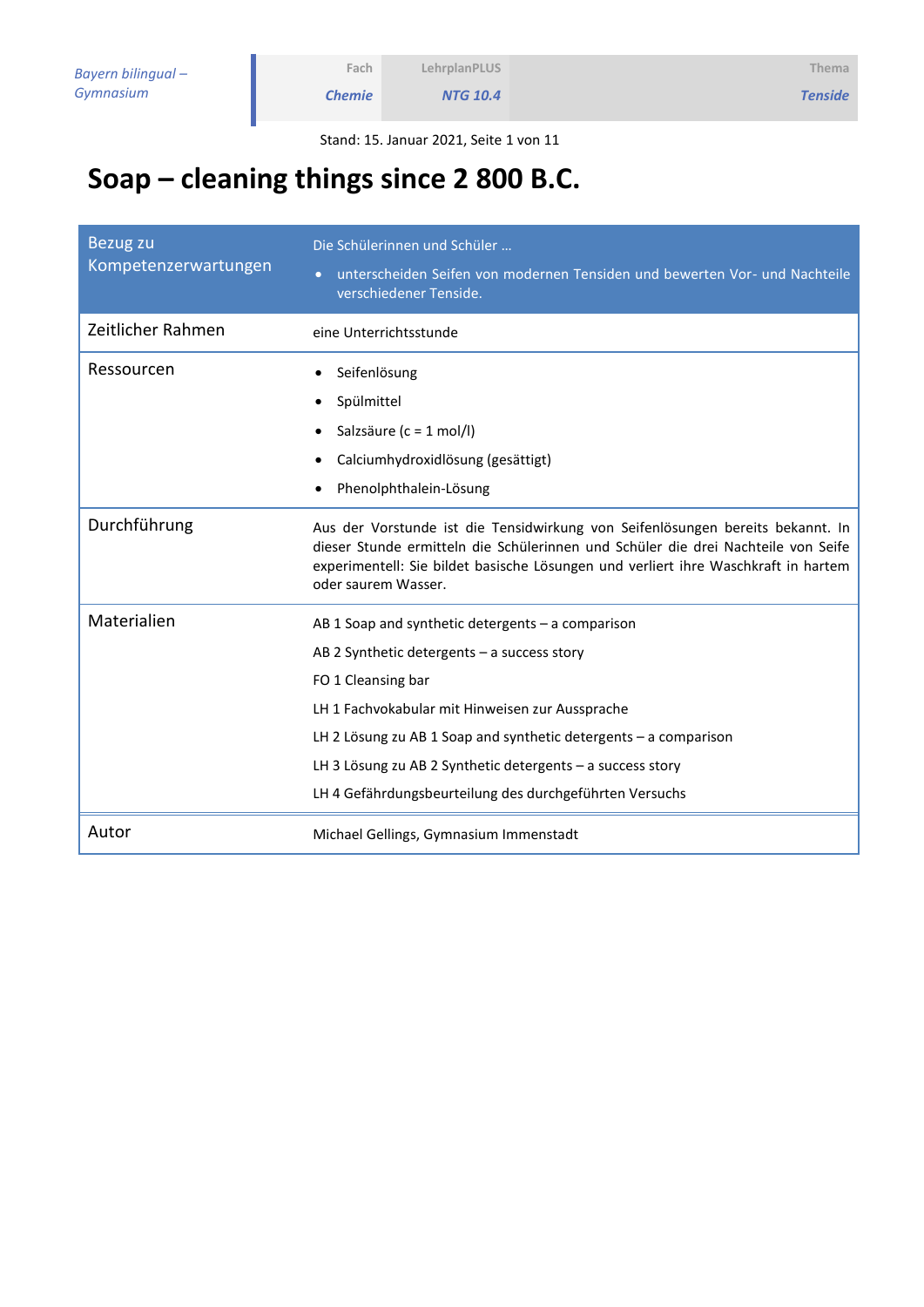| Bayern bilingual – Gymnasium | Fach | LehrplanPLUS | Thema |
|---|---|---|---|
| | Chemie | NTG 10.4 | Tenside |

Stand: 15. Januar 2021

# Soap – cleaning things since 2 800 B.C.

| Bezug zu Kompetenzerwartungen | Die Schülerinnen und Schüler …<br>• unterscheiden Seifen von modernen Tensiden und bewerten Vor- und Nachteile verschiedener Tenside. |
|---|---|
| Zeitlicher Rahmen | eine Unterrichtsstunde |
| Ressourcen | • Seifenlösung<br>• Spülmittel<br>• Salzsäure (c = 1 mol/l)<br>• Calciumhydroxidlösung (gesättigt)<br>• Phenolphthalein-Lösung |
| Durchführung | Aus der Vorstunde ist die Tensidwirkung von Seifenlösungen bereits bekannt. In dieser Stunde ermitteln die Schülerinnen und Schüler die drei Nachteile von Seife experimentell: Sie bildet basische Lösungen und verliert ihre Waschkraft in hartem oder saurem Wasser. |
| Materialien | AB 1 Soap and synthetic detergents – a comparison<br>AB 2 Synthetic detergents – a success story<br>FO 1 Cleansing bar<br>LH 1 Fachvokabular mit Hinweisen zur Aussprache<br>LH 2 Lösung zu AB 1 Soap and synthetic detergents – a comparison<br>LH 3 Lösung zu AB 2 Synthetic detergents – a success story<br>LH 4 Gefährdungsbeurteilung des durchgeführten Versuchs |
| Autor | Michael Gellings, Gymnasium Immenstadt |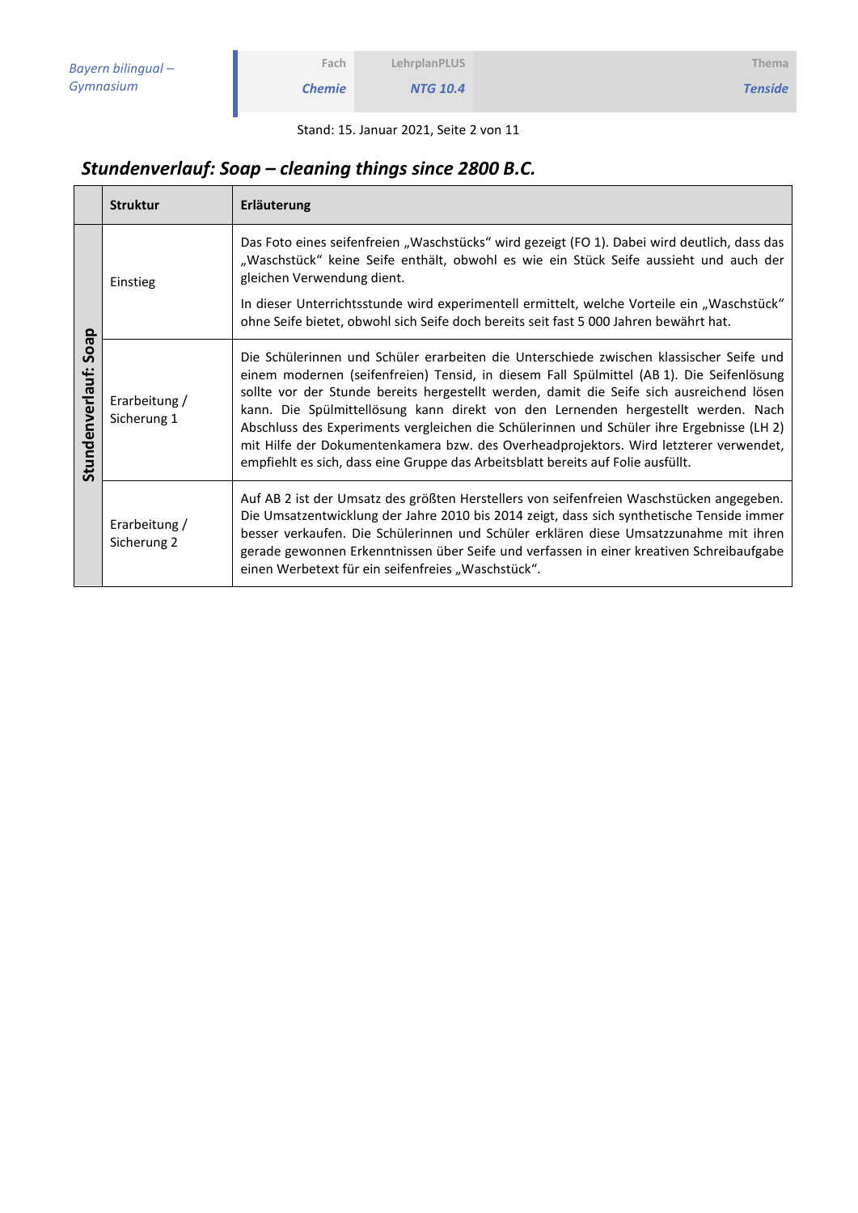## Stundenverlauf: Soap – cleaning things since 2800 B.C.

| | Struktur | Erläuterung |
|---|---|---|
| Stundenverlauf: Soap | Einstieg | Das Foto eines seifenfreien „Waschstücks“ wird gezeigt (FO 1). Dabei wird deutlich, dass das „Waschstück“ keine Seife enthält, obwohl es wie ein Stück Seife aussieht und auch der gleichen Verwendung dient.<br><br>In dieser Unterrichtsstunde wird experimentell ermittelt, welche Vorteile ein „Waschstück“ ohne Seife bietet, obwohl sich Seife doch bereits seit fast 5 000 Jahren bewährt hat. |
| | Erarbeitung / Sicherung 1 | Die Schülerinnen und Schüler erarbeiten die Unterschiede zwischen klassischer Seife und einem modernen (seifenfreien) Tensid, in diesem Fall Spülmittel (AB 1). Die Seifenlösung sollte vor der Stunde bereits hergestellt werden, damit die Seife sich ausreichend lösen kann. Die Spülmittellösung kann direkt von den Lernenden hergestellt werden. Nach Abschluss des Experiments vergleichen die Schülerinnen und Schüler ihre Ergebnisse (LH 2) mit Hilfe der Dokumentenkamera bzw. des Overheadprojektors. Wird letzterer verwendet, empfiehlt es sich, dass eine Gruppe das Arbeitsblatt bereits auf Folie ausfüllt. |
| | Erarbeitung / Sicherung 2 | Auf AB 2 ist der Umsatz des größten Herstellers von seifenfreien Waschstücken angegeben. Die Umsatzentwicklung der Jahre 2010 bis 2014 zeigt, dass sich synthetische Tenside immer besser verkaufen. Die Schülerinnen und Schüler erklären diese Umsatzzunahme mit ihren gerade gewonnen Erkenntnissen über Seife und verfassen in einer kreativen Schreibaufgabe einen Werbetext für ein seifenfreies „Waschstück“. |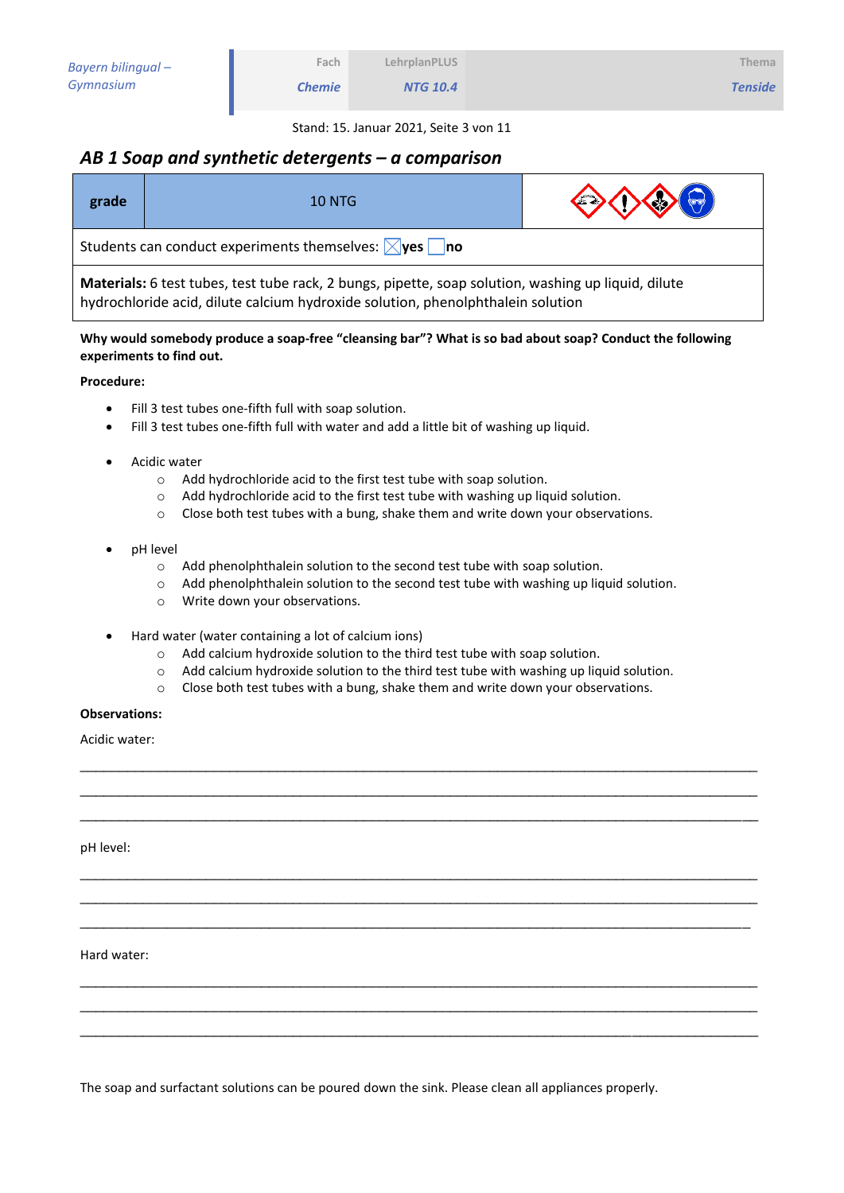## AB 1 Soap and synthetic detergents – a comparison

| grade | 10 NTG | |
|---|---|---|
| Students can conduct experiments themselves: ☒ yes ☐ no | | |
| **Materials:** 6 test tubes, test tube rack, 2 bungs, pipette, soap solution, washing up liquid, dilute hydrochloride acid, dilute calcium hydroxide solution, phenolphthalein solution | | |

**Why would somebody produce a soap-free "cleansing bar"? What is so bad about soap? Conduct the following experiments to find out.**

**Procedure:**

- Fill 3 test tubes one-fifth full with soap solution.
- Fill 3 test tubes one-fifth full with water and add a little bit of washing up liquid.

- Acidic water
  - Add hydrochloride acid to the first test tube with soap solution.
  - Add hydrochloride acid to the first test tube with washing up liquid solution.
  - Close both test tubes with a bung, shake them and write down your observations.

- pH level
  - Add phenolphthalein solution to the second test tube with soap solution.
  - Add phenolphthalein solution to the second test tube with washing up liquid solution.
  - Write down your observations.

- Hard water (water containing a lot of calcium ions)
  - Add calcium hydroxide solution to the third test tube with soap solution.
  - Add calcium hydroxide solution to the third test tube with washing up liquid solution.
  - Close both test tubes with a bung, shake them and write down your observations.

**Observations:**

Acidic water:

_______________________________________________________________________________

_______________________________________________________________________________

_______________________________________________________________________________

pH level:

_______________________________________________________________________________

_______________________________________________________________________________

_______________________________________________________________________________

Hard water:

_______________________________________________________________________________

_______________________________________________________________________________

_______________________________________________________________________________

The soap and surfactant solutions can be poured down the sink. Please clean all appliances properly.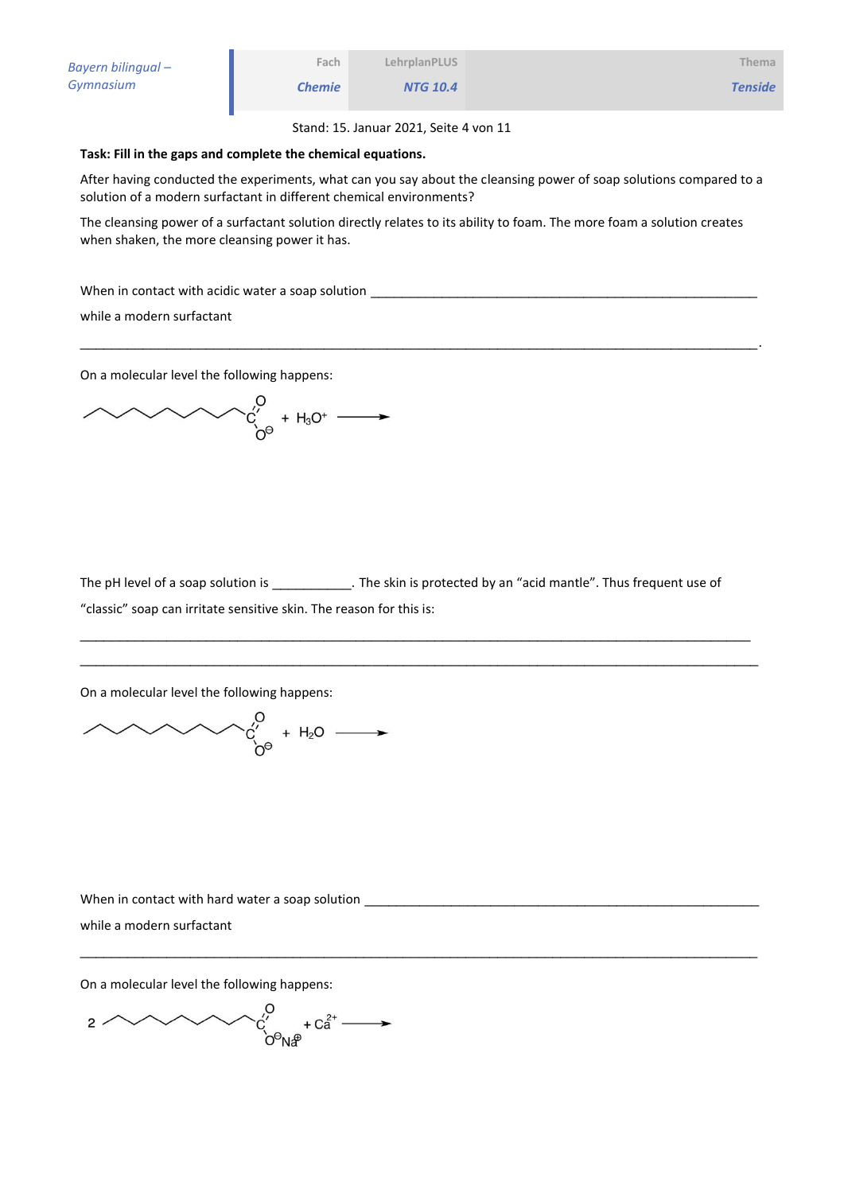**Task: Fill in the gaps and complete the chemical equations.**

After having conducted the experiments, what can you say about the cleansing power of soap solutions compared to a solution of a modern surfactant in different chemical environments?

The cleansing power of a surfactant solution directly relates to its ability to foam. The more foam a solution creates when shaken, the more cleansing power it has.

When in contact with acidic water a soap solution ____________________________________________

while a modern surfactant

____________________________________________________________________________.

On a molecular level the following happens:

$$R\text{–}COO^{-} + H_3O^{+} \longrightarrow$$

The pH level of a soap solution is ___________. The skin is protected by an "acid mantle". Thus frequent use of "classic" soap can irritate sensitive skin. The reason for this is:

____________________________________________________________________________

____________________________________________________________________________

On a molecular level the following happens:

$$R\text{–}COO^{-} + H_2O \longrightarrow$$

When in contact with hard water a soap solution ____________________________________________

while a modern surfactant

____________________________________________________________________________

On a molecular level the following happens:

$$2\ R\text{–}COO^{-}Na^{+} + Ca^{2+} \longrightarrow$$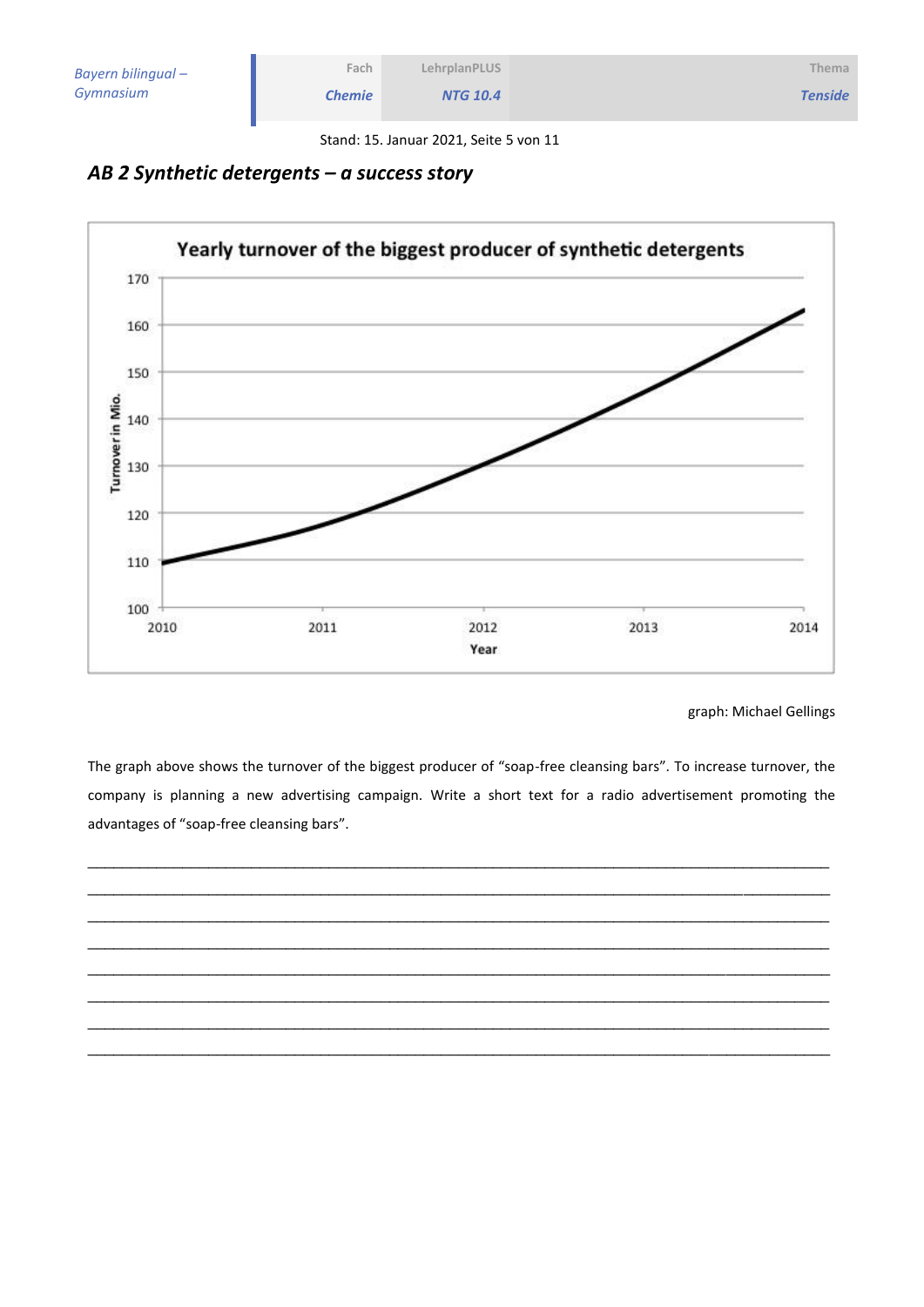## *AB 2 Synthetic detergents – a success story*

**Yearly turnover of the biggest producer of synthetic detergents**

Turnover in Mio.: 100, 110, 120, 130, 140, 150, 160, 170

Year: 2010, 2011, 2012, 2013, 2014

graph: Michael Gellings

The graph above shows the turnover of the biggest producer of "soap-free cleansing bars". To increase turnover, the company is planning a new advertising campaign. Write a short text for a radio advertisement promoting the advantages of "soap-free cleansing bars".

______________________________________________________________________________

______________________________________________________________________________

______________________________________________________________________________

______________________________________________________________________________

______________________________________________________________________________

______________________________________________________________________________

______________________________________________________________________________

______________________________________________________________________________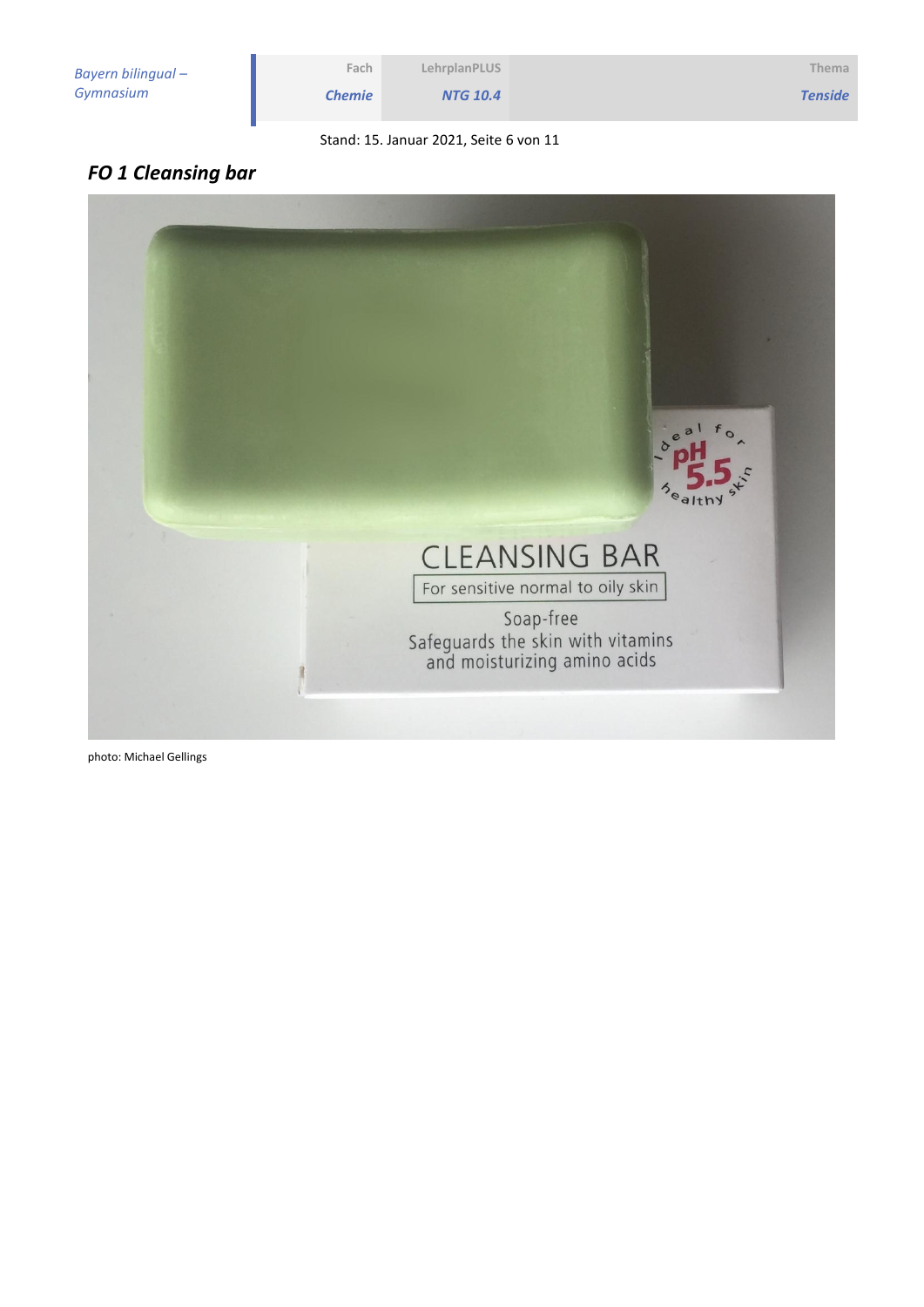## *FO 1 Cleansing bar*

photo: Michael Gellings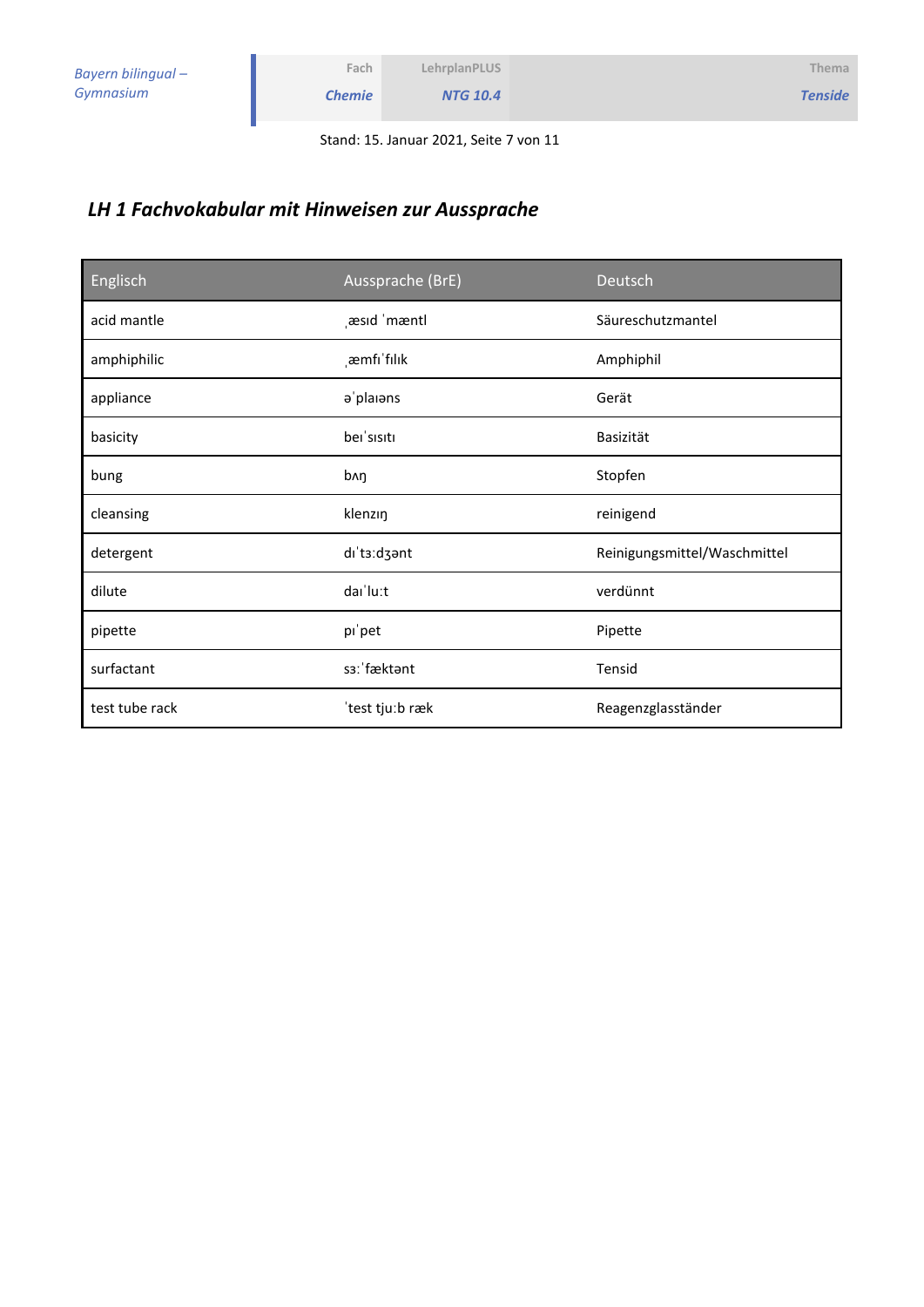## *LH 1 Fachvokabular mit Hinweisen zur Aussprache*

| Englisch | Aussprache (BrE) | Deutsch |
|---|---|---|
| acid mantle | ˌæsɪd ˈmæntl | Säureschutzmantel |
| amphiphilic | ˌæmfɪˈfɪlɪk | Amphiphil |
| appliance | əˈplaɪəns | Gerät |
| basicity | beɪˈsɪsɪtɪ | Basizität |
| bung | bʌŋ | Stopfen |
| cleansing | klenzɪŋ | reinigend |
| detergent | dɪˈtɜːdʒənt | Reinigungsmittel/Waschmittel |
| dilute | daɪˈluːt | verdünnt |
| pipette | pɪˈpet | Pipette |
| surfactant | sɜːˈfæktənt | Tensid |
| test tube rack | ˈtest tjuːb ræk | Reagenzglasständer |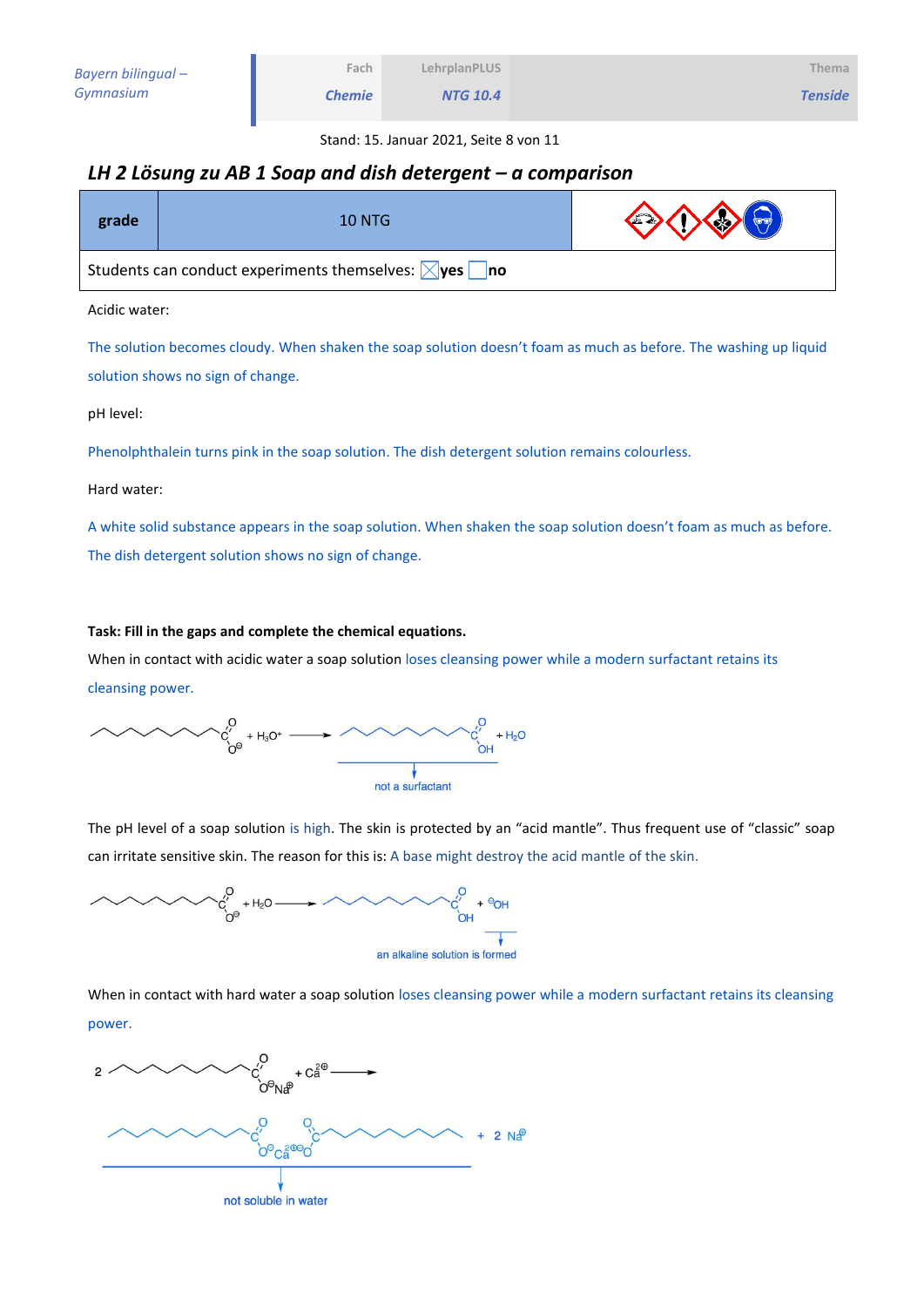## LH 2 Lösung zu AB 1 Soap and dish detergent – a comparison

| grade | 10 NTG |
|---|---|
| Students can conduct experiments themselves: ☒ yes ☐ no | |

Acidic water:

The solution becomes cloudy. When shaken the soap solution doesn't foam as much as before. The washing up liquid solution shows no sign of change.

pH level:

Phenolphthalein turns pink in the soap solution. The dish detergent solution remains colourless.

Hard water:

A white solid substance appears in the soap solution. When shaken the soap solution doesn't foam as much as before. The dish detergent solution shows no sign of change.

**Task: Fill in the gaps and complete the chemical equations.**

When in contact with acidic water a soap solution loses cleansing power while a modern surfactant retains its cleansing power.

$$R\text{–}COO^{-} + H_3O^{+} \longrightarrow R\text{–}COOH + H_2O$$

(R–COOH: not a surfactant)

The pH level of a soap solution is high. The skin is protected by an "acid mantle". Thus frequent use of "classic" soap can irritate sensitive skin. The reason for this is: A base might destroy the acid mantle of the skin.

$$R\text{–}COO^{-} + H_2O \longrightarrow R\text{–}COOH + OH^{-}$$

($OH^{-}$: an alkaline solution is formed)

When in contact with hard water a soap solution loses cleansing power while a modern surfactant retains its cleansing power.

$$2\ R\text{–}COO^{-}Na^{+} + Ca^{2+} \longrightarrow (R\text{–}COO^{-})_2Ca^{2+} + 2\ Na^{+}$$

($(R\text{–}COO^{-})_2Ca^{2+}$: not soluble in water)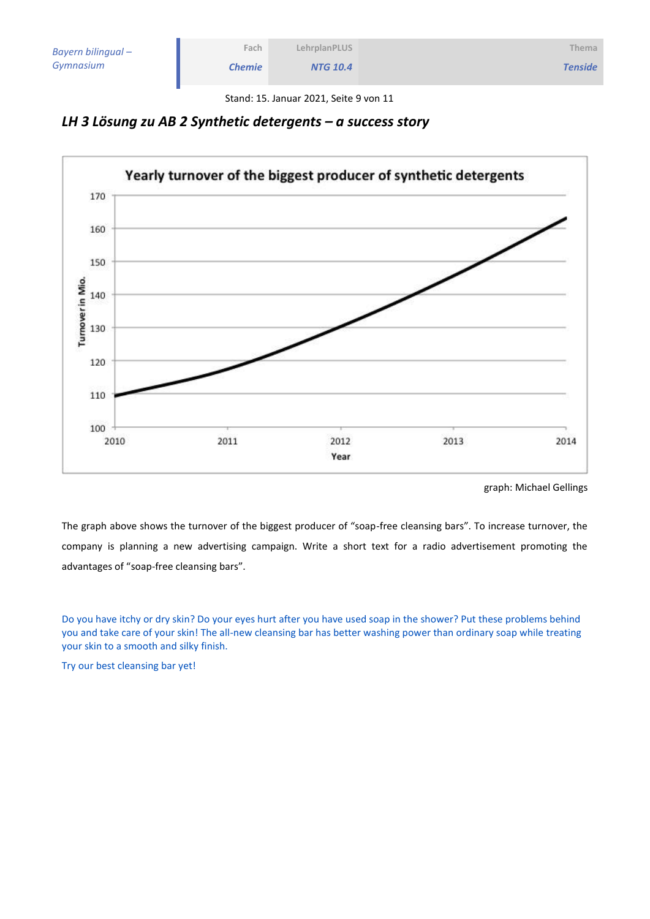## *LH 3 Lösung zu AB 2 Synthetic detergents – a success story*

**Yearly turnover of the biggest producer of synthetic detergents**

Turnover in Mio. (y-axis: 100–170); Year (x-axis: 2010–2014)

graph: Michael Gellings

The graph above shows the turnover of the biggest producer of "soap-free cleansing bars". To increase turnover, the company is planning a new advertising campaign. Write a short text for a radio advertisement promoting the advantages of "soap-free cleansing bars".

Do you have itchy or dry skin? Do your eyes hurt after you have used soap in the shower? Put these problems behind you and take care of your skin! The all-new cleansing bar has better washing power than ordinary soap while treating your skin to a smooth and silky finish.

Try our best cleansing bar yet!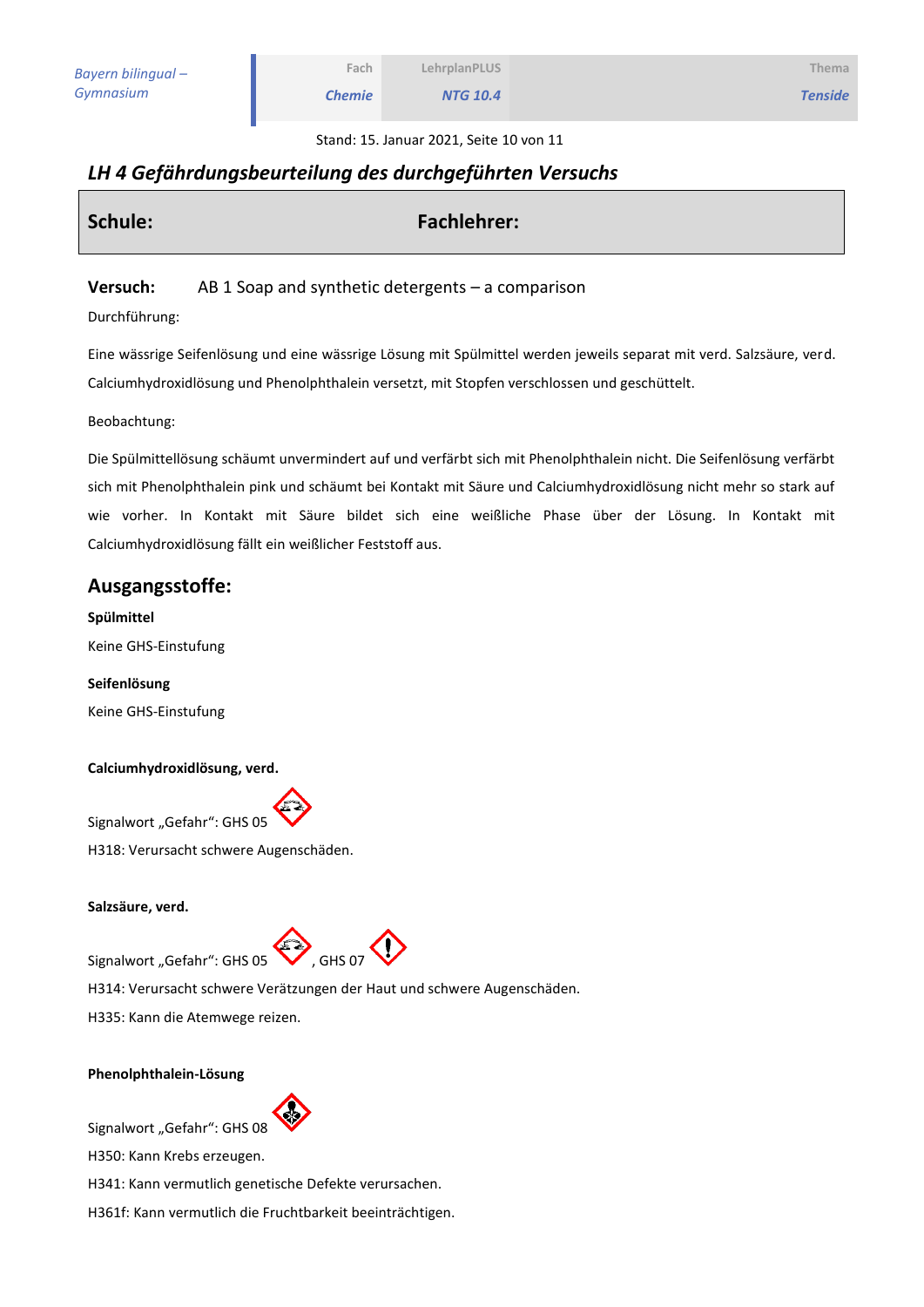## LH 4 Gefährdungsbeurteilung des durchgeführten Versuchs

| Schule: | Fachlehrer: |
|---|---|

**Versuch:** AB 1 Soap and synthetic detergents – a comparison

Durchführung:

Eine wässrige Seifenlösung und eine wässrige Lösung mit Spülmittel werden jeweils separat mit verd. Salzsäure, verd. Calciumhydroxidlösung und Phenolphthalein versetzt, mit Stopfen verschlossen und geschüttelt.

Beobachtung:

Die Spülmittellösung schäumt unvermindert auf und verfärbt sich mit Phenolphthalein nicht. Die Seifenlösung verfärbt sich mit Phenolphthalein pink und schäumt bei Kontakt mit Säure und Calciumhydroxidlösung nicht mehr so stark auf wie vorher. In Kontakt mit Säure bildet sich eine weißliche Phase über der Lösung. In Kontakt mit Calciumhydroxidlösung fällt ein weißlicher Feststoff aus.

## Ausgangsstoffe:

**Spülmittel**

Keine GHS-Einstufung

**Seifenlösung**

Keine GHS-Einstufung

**Calciumhydroxidlösung, verd.**

Signalwort „Gefahr": GHS 05

H318: Verursacht schwere Augenschäden.

**Salzsäure, verd.**

Signalwort „Gefahr": GHS 05, GHS 07

H314: Verursacht schwere Verätzungen der Haut und schwere Augenschäden.

H335: Kann die Atemwege reizen.

**Phenolphthalein-Lösung**

Signalwort „Gefahr": GHS 08

H350: Kann Krebs erzeugen.

H341: Kann vermutlich genetische Defekte verursachen.

H361f: Kann vermutlich die Fruchtbarkeit beeinträchtigen.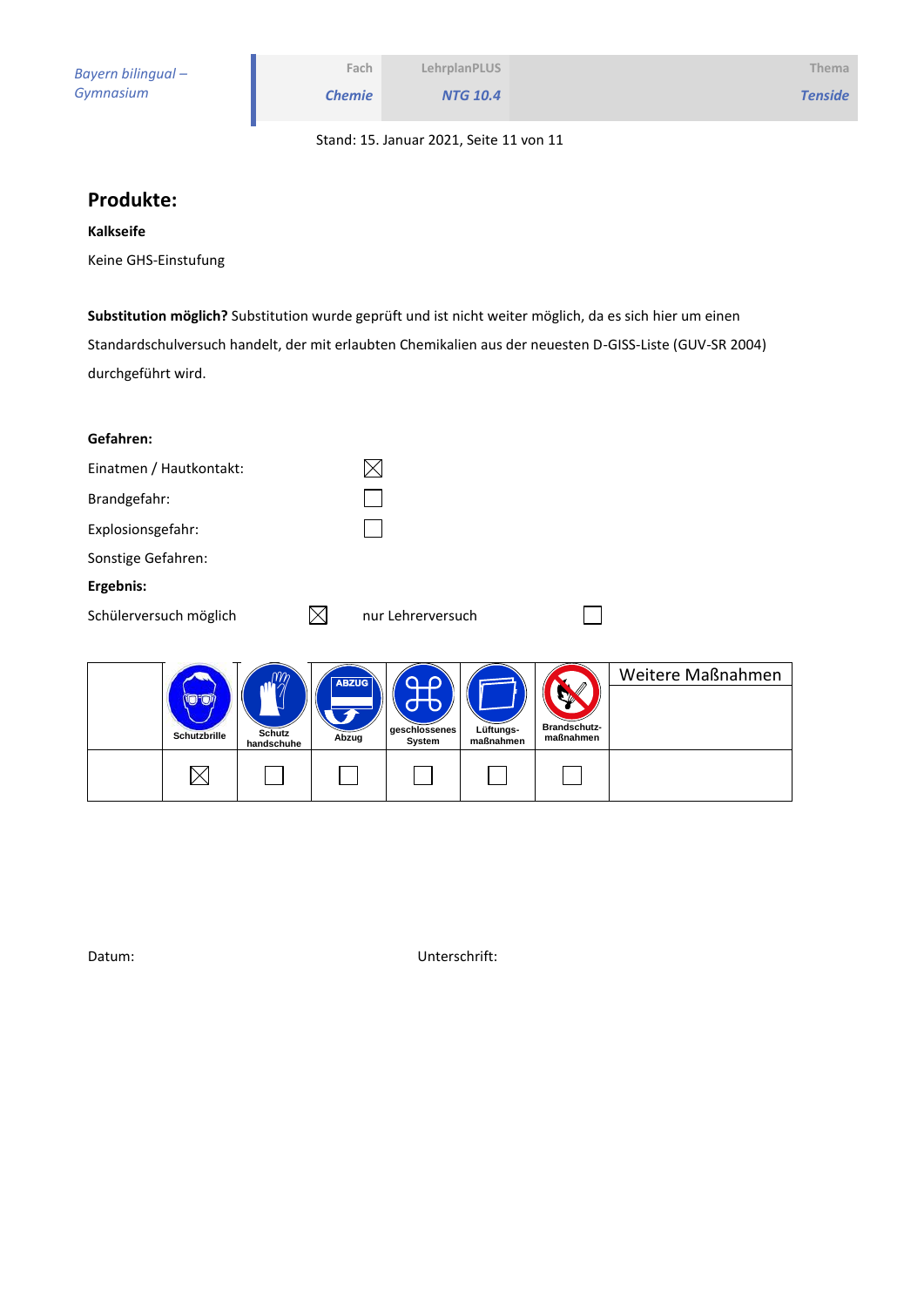## Produkte:

**Kalkseife**

Keine GHS-Einstufung

**Substitution möglich?** Substitution wurde geprüft und ist nicht weiter möglich, da es sich hier um einen Standardschulversuch handelt, der mit erlaubten Chemikalien aus der neuesten D-GISS-Liste (GUV-SR 2004) durchgeführt wird.

**Gefahren:**

Einatmen / Hautkontakt: ☒

Brandgefahr: ☐

Explosionsgefahr: ☐

Sonstige Gefahren:

**Ergebnis:**

Schülerversuch möglich ☒ nur Lehrerversuch ☐

| | Schutzbrille | Schutz handschuhe | Abzug | geschlossenes System | Lüftungs-maßnahmen | Brandschutz-maßnahmen | Weitere Maßnahmen |
|---|---|---|---|---|---|---|---|
| | ☒ | ☐ | ☐ | ☐ | ☐ | ☐ | |

Datum: Unterschrift: